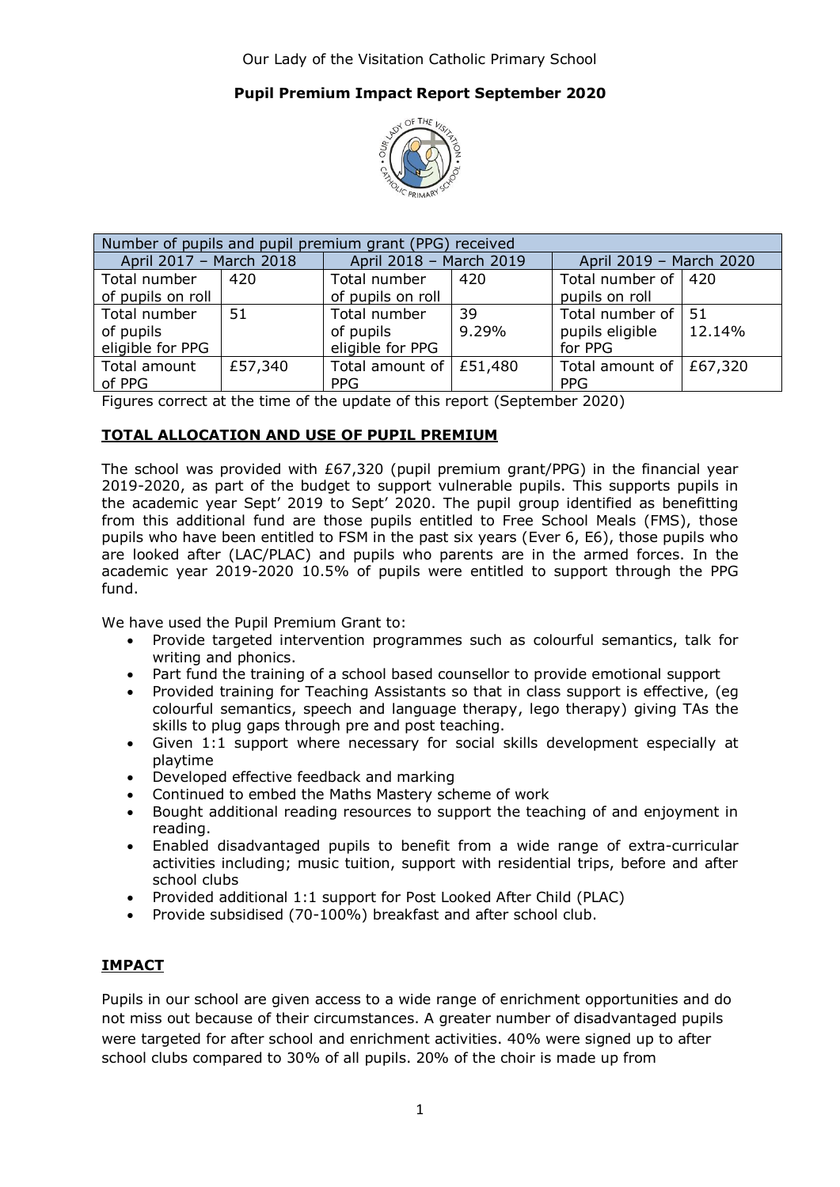Our Lady of the Visitation Catholic Primary School

**Pupil Premium Impact Report September 2020**

| Number of pupils and pupil premium grant (PPG) received | | | | | |
|---|---|---|---|---|---|
| April 2017 – March 2018 | | April 2018 – March 2019 | | April 2019 – March 2020 | |
| Total number of pupils on roll | 420 | Total number of pupils on roll | 420 | Total number of pupils on roll | 420 |
| Total number of pupils eligible for PPG | 51 | Total number of pupils eligible for PPG | 39 9.29% | Total number of pupils eligible for PPG | 51 12.14% |
| Total amount of PPG | £57,340 | Total amount of PPG | £51,480 | Total amount of PPG | £67,320 |

Figures correct at the time of the update of this report (September 2020)

## TOTAL ALLOCATION AND USE OF PUPIL PREMIUM

The school was provided with £67,320 (pupil premium grant/PPG) in the financial year 2019-2020, as part of the budget to support vulnerable pupils. This supports pupils in the academic year Sept' 2019 to Sept' 2020. The pupil group identified as benefitting from this additional fund are those pupils entitled to Free School Meals (FMS), those pupils who have been entitled to FSM in the past six years (Ever 6, E6), those pupils who are looked after (LAC/PLAC) and pupils who parents are in the armed forces. In the academic year 2019-2020 10.5% of pupils were entitled to support through the PPG fund.

We have used the Pupil Premium Grant to:

- Provide targeted intervention programmes such as colourful semantics, talk for writing and phonics.
- Part fund the training of a school based counsellor to provide emotional support
- Provided training for Teaching Assistants so that in class support is effective, (eg colourful semantics, speech and language therapy, lego therapy) giving TAs the skills to plug gaps through pre and post teaching.
- Given 1:1 support where necessary for social skills development especially at playtime
- Developed effective feedback and marking
- Continued to embed the Maths Mastery scheme of work
- Bought additional reading resources to support the teaching of and enjoyment in reading.
- Enabled disadvantaged pupils to benefit from a wide range of extra-curricular activities including; music tuition, support with residential trips, before and after school clubs
- Provided additional 1:1 support for Post Looked After Child (PLAC)
- Provide subsidised (70-100%) breakfast and after school club.

## IMPACT

Pupils in our school are given access to a wide range of enrichment opportunities and do not miss out because of their circumstances. A greater number of disadvantaged pupils were targeted for after school and enrichment activities. 40% were signed up to after school clubs compared to 30% of all pupils. 20% of the choir is made up from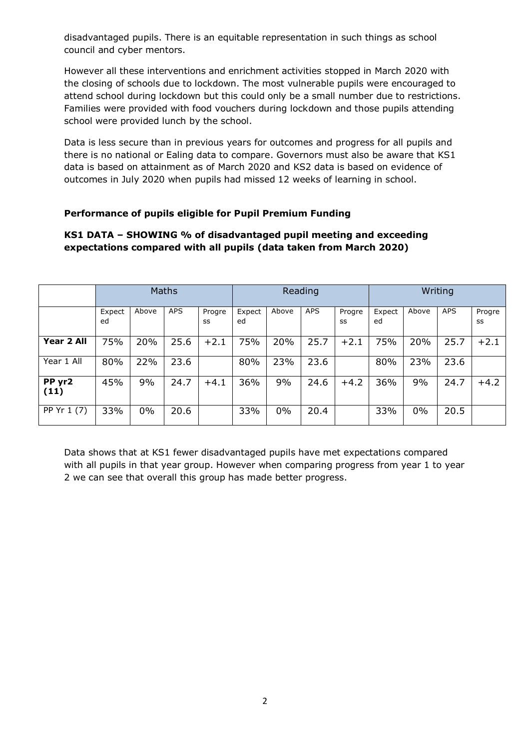disadvantaged pupils. There is an equitable representation in such things as school council and cyber mentors.

However all these interventions and enrichment activities stopped in March 2020 with the closing of schools due to lockdown. The most vulnerable pupils were encouraged to attend school during lockdown but this could only be a small number due to restrictions. Families were provided with food vouchers during lockdown and those pupils attending school were provided lunch by the school.

Data is less secure than in previous years for outcomes and progress for all pupils and there is no national or Ealing data to compare. Governors must also be aware that KS1 data is based on attainment as of March 2020 and KS2 data is based on evidence of outcomes in July 2020 when pupils had missed 12 weeks of learning in school.

**Performance of pupils eligible for Pupil Premium Funding**

**KS1 DATA – SHOWING % of disadvantaged pupil meeting and exceeding expectations compared with all pupils (data taken from March 2020)**

| | Maths | | | | Reading | | | | Writing | | | |
|---|---|---|---|---|---|---|---|---|---|---|---|---|
| | Expected | Above | APS | Progress | Expected | Above | APS | Progress | Expected | Above | APS | Progress |
| **Year 2 All** | 75% | 20% | 25.6 | +2.1 | 75% | 20% | 25.7 | +2.1 | 75% | 20% | 25.7 | +2.1 |
| Year 1 All | 80% | 22% | 23.6 | | 80% | 23% | 23.6 | | 80% | 23% | 23.6 | |
| **PP yr2 (11)** | 45% | 9% | 24.7 | +4.1 | 36% | 9% | 24.6 | +4.2 | 36% | 9% | 24.7 | +4.2 |
| PP Yr 1 (7) | 33% | 0% | 20.6 | | 33% | 0% | 20.4 | | 33% | 0% | 20.5 | |

Data shows that at KS1 fewer disadvantaged pupils have met expectations compared with all pupils in that year group. However when comparing progress from year 1 to year 2 we can see that overall this group has made better progress.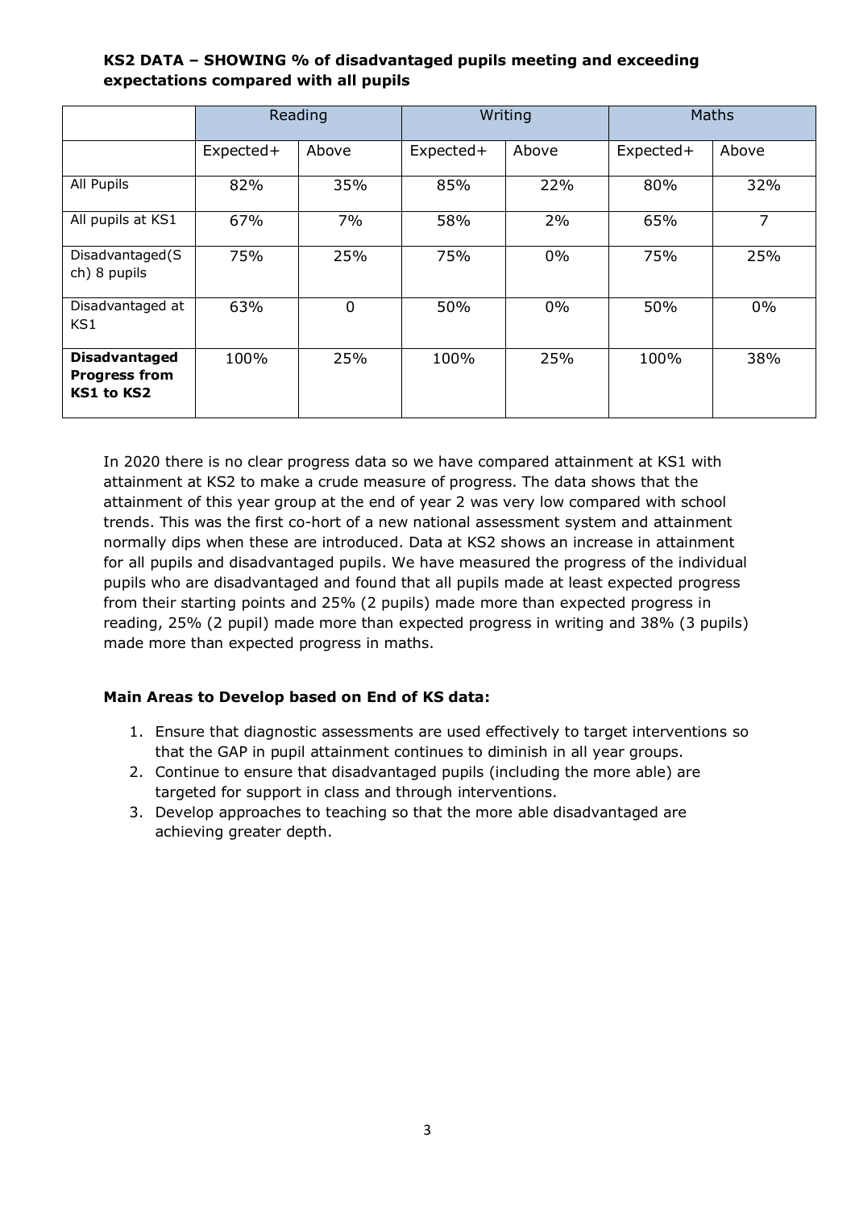**KS2 DATA – SHOWING % of disadvantaged pupils meeting and exceeding expectations compared with all pupils**

| | Reading | | Writing | | Maths | |
|---|---|---|---|---|---|---|
| | Expected+ | Above | Expected+ | Above | Expected+ | Above |
| All Pupils | 82% | 35% | 85% | 22% | 80% | 32% |
| All pupils at KS1 | 67% | 7% | 58% | 2% | 65% | 7 |
| Disadvantaged(Sch) 8 pupils | 75% | 25% | 75% | 0% | 75% | 25% |
| Disadvantaged at KS1 | 63% | 0 | 50% | 0% | 50% | 0% |
| **Disadvantaged Progress from KS1 to KS2** | 100% | 25% | 100% | 25% | 100% | 38% |

In 2020 there is no clear progress data so we have compared attainment at KS1 with attainment at KS2 to make a crude measure of progress. The data shows that the attainment of this year group at the end of year 2 was very low compared with school trends. This was the first co-hort of a new national assessment system and attainment normally dips when these are introduced. Data at KS2 shows an increase in attainment for all pupils and disadvantaged pupils. We have measured the progress of the individual pupils who are disadvantaged and found that all pupils made at least expected progress from their starting points and 25% (2 pupils) made more than expected progress in reading, 25% (2 pupil) made more than expected progress in writing and 38% (3 pupils) made more than expected progress in maths.

**Main Areas to Develop based on End of KS data:**

1. Ensure that diagnostic assessments are used effectively to target interventions so that the GAP in pupil attainment continues to diminish in all year groups.
2. Continue to ensure that disadvantaged pupils (including the more able) are targeted for support in class and through interventions.
3. Develop approaches to teaching so that the more able disadvantaged are achieving greater depth.